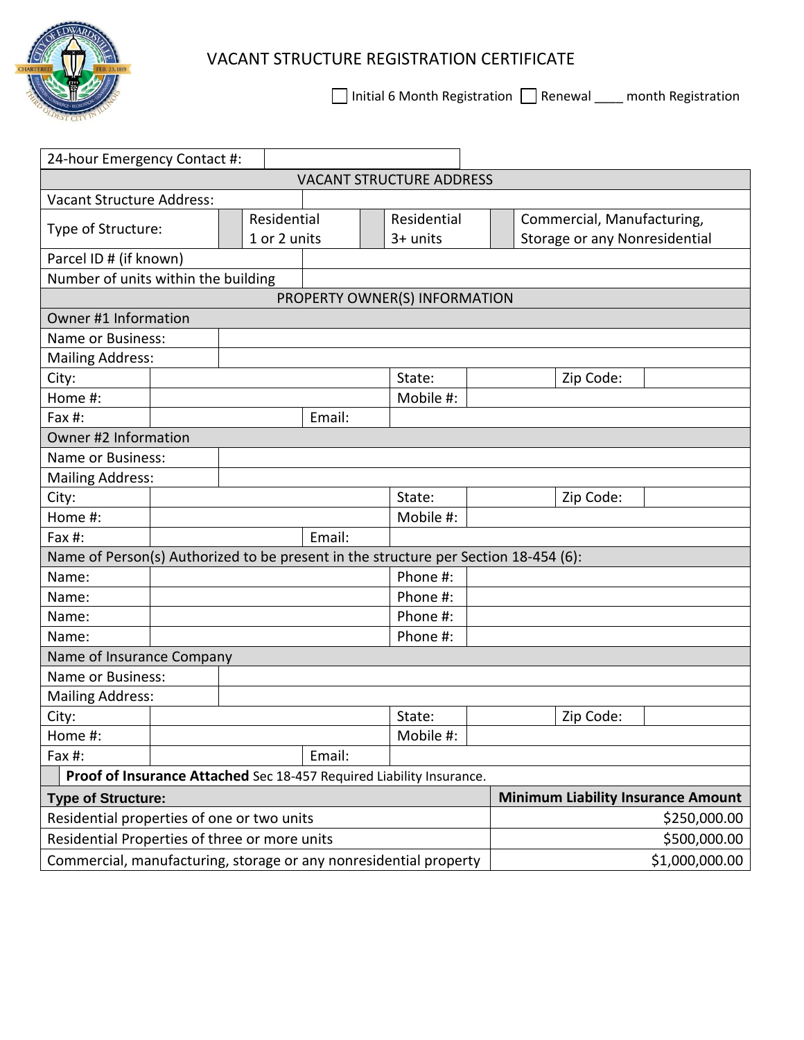# VACANT STRUCTURE REGISTRATION CERTIFICATE

☐ Initial 6 Month Registration ☐ Renewal ____ month Registration

| | |
|---|---|
| 24-hour Emergency Contact #: | |

| | | | | | | |
|---|---|---|---|---|---|---|
| **VACANT STRUCTURE ADDRESS** | | | | | | |
| Vacant Structure Address: | | | | | | |
| Type of Structure: | ☐ | Residential 1 or 2 units | ☐ | Residential 3+ units | ☐ | Commercial, Manufacturing, Storage or any Nonresidential |
| Parcel ID # (if known) | | | | | | |
| Number of units within the building | | | | | | |

| | | | | | |
|---|---|---|---|---|---|
| **PROPERTY OWNER(S) INFORMATION** | | | | | |
| Owner #1 Information | | | | | |
| Name or Business: | | | | | |
| Mailing Address: | | | | | |
| City: | | State: | | Zip Code: | |
| Home #: | | Mobile #: | | | |
| Fax #: | | Email: | | | |
| Owner #2 Information | | | | | |
| Name or Business: | | | | | |
| Mailing Address: | | | | | |
| City: | | State: | | Zip Code: | |
| Home #: | | Mobile #: | | | |
| Fax #: | | Email: | | | |
| Name of Person(s) Authorized to be present in the structure per Section 18-454 (6): | | | | | |
| Name: | | Phone #: | | | |
| Name: | | Phone #: | | | |
| Name: | | Phone #: | | | |
| Name: | | Phone #: | | | |
| Name of Insurance Company | | | | | |
| Name or Business: | | | | | |
| Mailing Address: | | | | | |
| City: | | State: | | Zip Code: | |
| Home #: | | Mobile #: | | | |
| Fax #: | | Email: | | | |

☐ **Proof of Insurance Attached** Sec 18-457 Required Liability Insurance.

| Type of Structure: | Minimum Liability Insurance Amount |
|---|---|
| Residential properties of one or two units | $250,000.00 |
| Residential Properties of three or more units | $500,000.00 |
| Commercial, manufacturing, storage or any nonresidential property | $1,000,000.00 |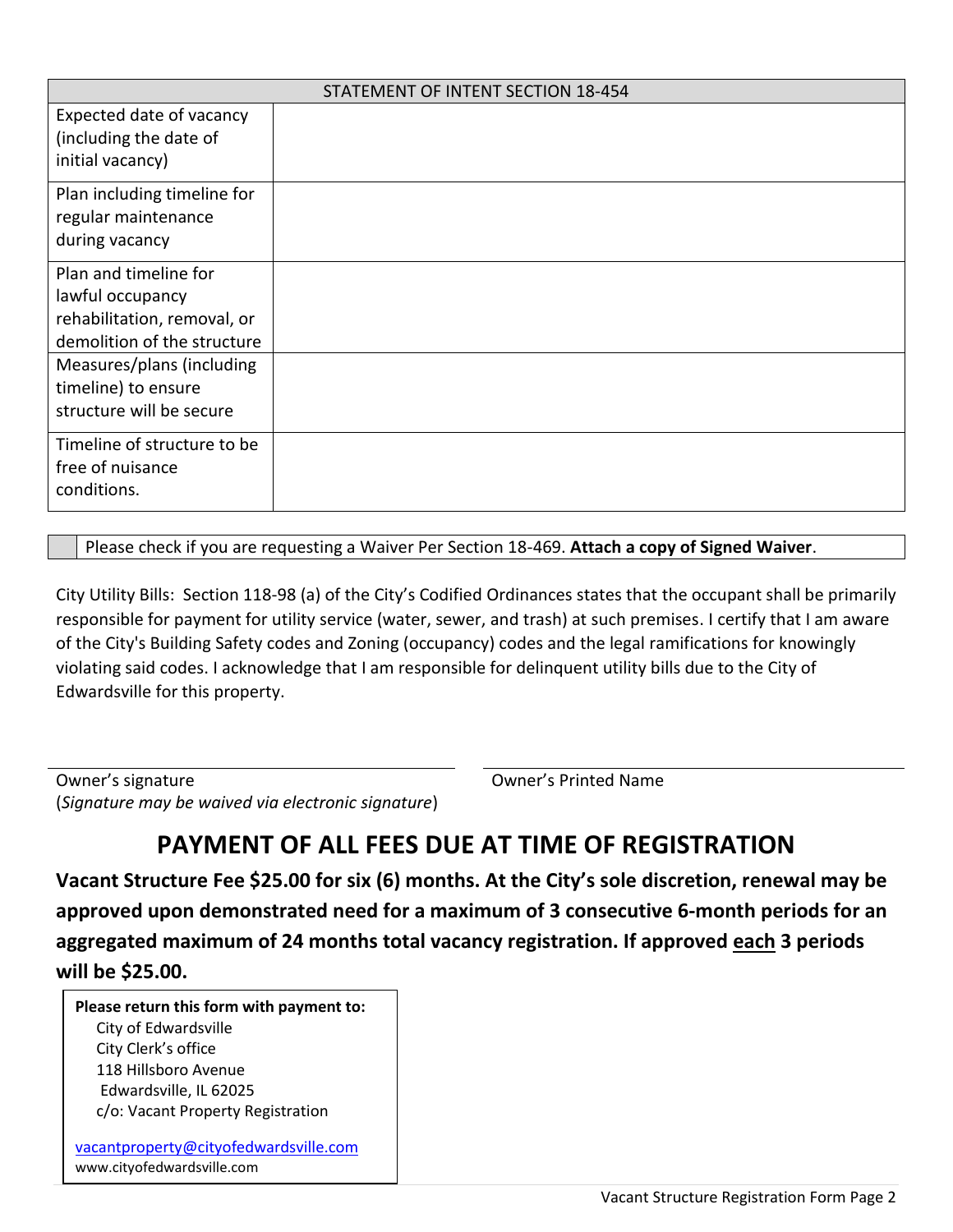| STATEMENT OF INTENT SECTION 18-454 | |
|---|---|
| Expected date of vacancy (including the date of initial vacancy) | |
| Plan including timeline for regular maintenance during vacancy | |
| Plan and timeline for lawful occupancy rehabilitation, removal, or demolition of the structure | |
| Measures/plans (including timeline) to ensure structure will be secure | |
| Timeline of structure to be free of nuisance conditions. | |

| | |
|---|---|
| | Please check if you are requesting a Waiver Per Section 18-469. **Attach a copy of Signed Waiver**. |

City Utility Bills: Section 118-98 (a) of the City's Codified Ordinances states that the occupant shall be primarily responsible for payment for utility service (water, sewer, and trash) at such premises. I certify that I am aware of the City's Building Safety codes and Zoning (occupancy) codes and the legal ramifications for knowingly violating said codes. I acknowledge that I am responsible for delinquent utility bills due to the City of Edwardsville for this property.

Owner's signature
(*Signature may be waived via electronic signature*)

Owner's Printed Name

# PAYMENT OF ALL FEES DUE AT TIME OF REGISTRATION

**Vacant Structure Fee $25.00 for six (6) months. At the City's sole discretion, renewal may be approved upon demonstrated need for a maximum of 3 consecutive 6-month periods for an aggregated maximum of 24 months total vacancy registration. If approved <u>each</u> 3 periods will be $25.00.**

**Please return this form with payment to:**
City of Edwardsville
City Clerk's office
118 Hillsboro Avenue
Edwardsville, IL 62025
c/o: Vacant Property Registration

vacantproperty@cityofedwardsville.com
www.cityofedwardsville.com